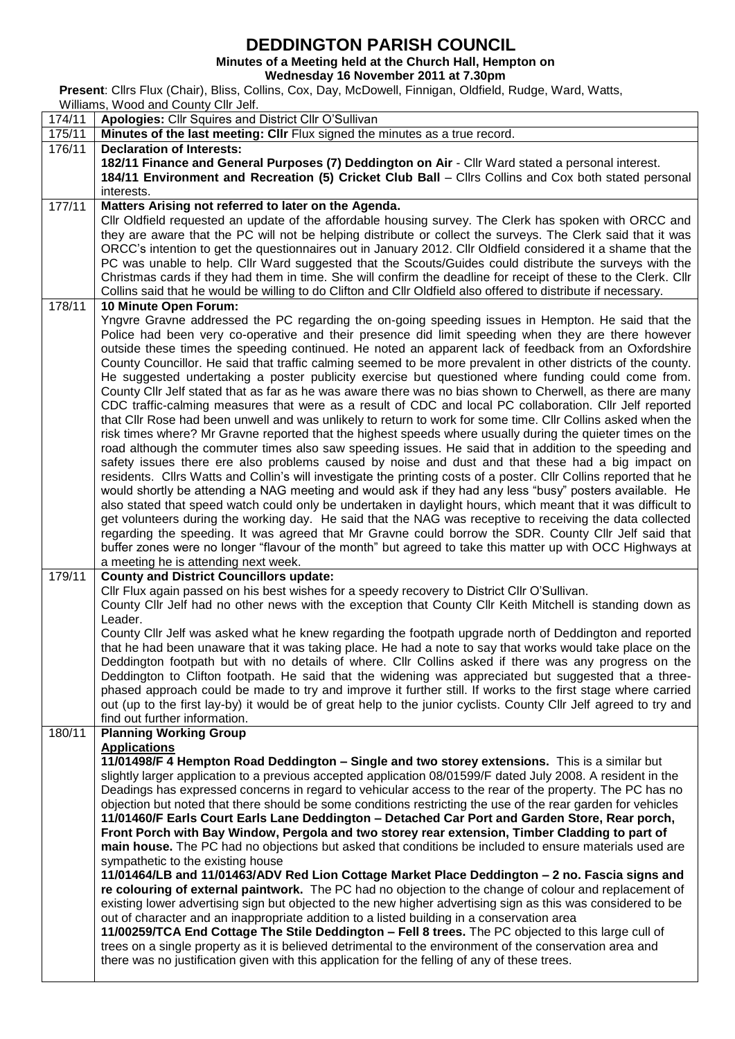# DEDDINGTON PARISH COUNCIL

**Minutes of a Meeting held at the Church Hall, Hempton on Wednesday 16 November 2011 at 7.30pm**

**Present**: Cllrs Flux (Chair), Bliss, Collins, Cox, Day, McDowell, Finnigan, Oldfield, Rudge, Ward, Watts, Williams, Wood and County Cllr Jelf.

| | |
|---|---|
| 174/11 | **Apologies:** Cllr Squires and District Cllr O'Sullivan |
| 175/11 | **Minutes of the last meeting: Cllr** Flux signed the minutes as a true record. |
| 176/11 | **Declaration of Interests:**<br>**182/11 Finance and General Purposes (7) Deddington on Air** - Cllr Ward stated a personal interest.<br>**184/11 Environment and Recreation (5) Cricket Club Ball** – Cllrs Collins and Cox both stated personal interests. |
| 177/11 | **Matters Arising not referred to later on the Agenda.**<br>Cllr Oldfield requested an update of the affordable housing survey. The Clerk has spoken with ORCC and they are aware that the PC will not be helping distribute or collect the surveys. The Clerk said that it was ORCC's intention to get the questionnaires out in January 2012. Cllr Oldfield considered it a shame that the PC was unable to help. Cllr Ward suggested that the Scouts/Guides could distribute the surveys with the Christmas cards if they had them in time. She will confirm the deadline for receipt of these to the Clerk. Cllr Collins said that he would be willing to do Clifton and Cllr Oldfield also offered to distribute if necessary. |
| 178/11 | **10 Minute Open Forum:**<br>Yngvre Gravne addressed the PC regarding the on-going speeding issues in Hempton. He said that the Police had been very co-operative and their presence did limit speeding when they are there however outside these times the speeding continued. He noted an apparent lack of feedback from an Oxfordshire County Councillor. He said that traffic calming seemed to be more prevalent in other districts of the county. He suggested undertaking a poster publicity exercise but questioned where funding could come from. County Cllr Jelf stated that as far as he was aware there was no bias shown to Cherwell, as there are many CDC traffic-calming measures that were as a result of CDC and local PC collaboration. Cllr Jelf reported that Cllr Rose had been unwell and was unlikely to return to work for some time. Cllr Collins asked when the risk times where? Mr Gravne reported that the highest speeds where usually during the quieter times on the road although the commuter times also saw speeding issues. He said that in addition to the speeding and safety issues there ere also problems caused by noise and dust and that these had a big impact on residents. Cllrs Watts and Collin's will investigate the printing costs of a poster. Cllr Collins reported that he would shortly be attending a NAG meeting and would ask if they had any less "busy" posters available. He also stated that speed watch could only be undertaken in daylight hours, which meant that it was difficult to get volunteers during the working day. He said that the NAG was receptive to receiving the data collected regarding the speeding. It was agreed that Mr Gravne could borrow the SDR. County Cllr Jelf said that buffer zones were no longer "flavour of the month" but agreed to take this matter up with OCC Highways at a meeting he is attending next week. |
| 179/11 | **County and District Councillors update:**<br>Cllr Flux again passed on his best wishes for a speedy recovery to District Cllr O'Sullivan.<br>County Cllr Jelf had no other news with the exception that County Cllr Keith Mitchell is standing down as Leader.<br>County Cllr Jelf was asked what he knew regarding the footpath upgrade north of Deddington and reported that he had been unaware that it was taking place. He had a note to say that works would take place on the Deddington footpath but with no details of where. Cllr Collins asked if there was any progress on the Deddington to Clifton footpath. He said that the widening was appreciated but suggested that a three-phased approach could be made to try and improve it further still. If works to the first stage where carried out (up to the first lay-by) it would be of great help to the junior cyclists. County Cllr Jelf agreed to try and find out further information. |
| 180/11 | **Planning Working Group**<br>**Applications**<br>**11/01498/F 4 Hempton Road Deddington – Single and two storey extensions.** This is a similar but slightly larger application to a previous accepted application 08/01599/F dated July 2008. A resident in the Deadings has expressed concerns in regard to vehicular access to the rear of the property. The PC has no objection but noted that there should be some conditions restricting the use of the rear garden for vehicles<br>**11/01460/F Earls Court Earls Lane Deddington – Detached Car Port and Garden Store, Rear porch, Front Porch with Bay Window, Pergola and two storey rear extension, Timber Cladding to part of main house.** The PC had no objections but asked that conditions be included to ensure materials used are sympathetic to the existing house<br>**11/01464/LB and 11/01463/ADV Red Lion Cottage Market Place Deddington – 2 no. Fascia signs and re colouring of external paintwork.** The PC had no objection to the change of colour and replacement of existing lower advertising sign but objected to the new higher advertising sign as this was considered to be out of character and an inappropriate addition to a listed building in a conservation area<br>**11/00259/TCA End Cottage The Stile Deddington – Fell 8 trees.** The PC objected to this large cull of trees on a single property as it is believed detrimental to the environment of the conservation area and there was no justification given with this application for the felling of any of these trees. |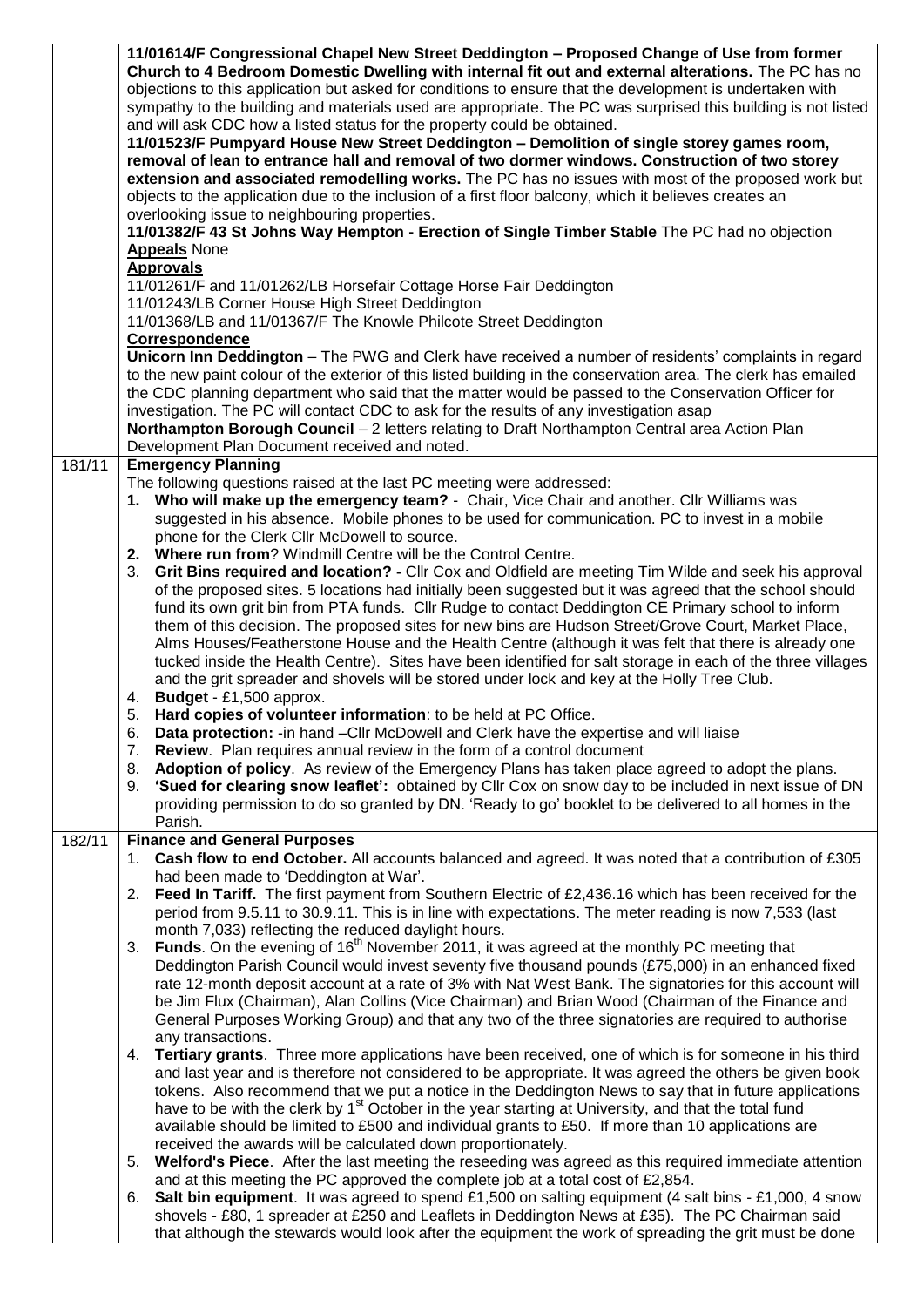| | |
|---|---|
| | **11/01614/F Congressional Chapel New Street Deddington – Proposed Change of Use from former Church to 4 Bedroom Domestic Dwelling with internal fit out and external alterations.** The PC has no objections to this application but asked for conditions to ensure that the development is undertaken with sympathy to the building and materials used are appropriate. The PC was surprised this building is not listed and will ask CDC how a listed status for the property could be obtained.<br>**11/01523/F Pumpyard House New Street Deddington – Demolition of single storey games room, removal of lean to entrance hall and removal of two dormer windows. Construction of two storey extension and associated remodelling works.** The PC has no issues with most of the proposed work but objects to the application due to the inclusion of a first floor balcony, which it believes creates an overlooking issue to neighbouring properties.<br>**11/01382/F 43 St Johns Way Hempton - Erection of Single Timber Stable** The PC had no objection<br>**<u>Appeals</u>** None<br>**<u>Approvals</u>**<br>11/01261/F and 11/01262/LB Horsefair Cottage Horse Fair Deddington<br>11/01243/LB Corner House High Street Deddington<br>11/01368/LB and 11/01367/F The Knowle Philcote Street Deddington<br>**<u>Correspondence</u>**<br>**Unicorn Inn Deddington** – The PWG and Clerk have received a number of residents' complaints in regard to the new paint colour of the exterior of this listed building in the conservation area. The clerk has emailed the CDC planning department who said that the matter would be passed to the Conservation Officer for investigation. The PC will contact CDC to ask for the results of any investigation asap<br>**Northampton Borough Council** – 2 letters relating to Draft Northampton Central area Action Plan Development Plan Document received and noted. |
| 181/11 | **Emergency Planning**<br>The following questions raised at the last PC meeting were addressed:<br>1. **Who will make up the emergency team?** - Chair, Vice Chair and another. Cllr Williams was suggested in his absence. Mobile phones to be used for communication. PC to invest in a mobile phone for the Clerk Cllr McDowell to source.<br>2. **Where run from**? Windmill Centre will be the Control Centre.<br>3. **Grit Bins required and location? -** Cllr Cox and Oldfield are meeting Tim Wilde and seek his approval of the proposed sites. 5 locations had initially been suggested but it was agreed that the school should fund its own grit bin from PTA funds. Cllr Rudge to contact Deddington CE Primary school to inform them of this decision. The proposed sites for new bins are Hudson Street/Grove Court, Market Place, Alms Houses/Featherstone House and the Health Centre (although it was felt that there is already one tucked inside the Health Centre). Sites have been identified for salt storage in each of the three villages and the grit spreader and shovels will be stored under lock and key at the Holly Tree Club.<br>4. **Budget** - £1,500 approx.<br>5. **Hard copies of volunteer information**: to be held at PC Office.<br>6. **Data protection:** -in hand –Cllr McDowell and Clerk have the expertise and will liaise<br>7. **Review**. Plan requires annual review in the form of a control document<br>8. **Adoption of policy**. As review of the Emergency Plans has taken place agreed to adopt the plans.<br>9. **'Sued for clearing snow leaflet':** obtained by Cllr Cox on snow day to be included in next issue of DN providing permission to do so granted by DN. 'Ready to go' booklet to be delivered to all homes in the Parish. |
| 182/11 | **Finance and General Purposes**<br>1. **Cash flow to end October.** All accounts balanced and agreed. It was noted that a contribution of £305 had been made to 'Deddington at War'.<br>2. **Feed In Tariff.** The first payment from Southern Electric of £2,436.16 which has been received for the period from 9.5.11 to 30.9.11. This is in line with expectations. The meter reading is now 7,533 (last month 7,033) reflecting the reduced daylight hours.<br>3. **Funds**. On the evening of 16th November 2011, it was agreed at the monthly PC meeting that Deddington Parish Council would invest seventy five thousand pounds (£75,000) in an enhanced fixed rate 12-month deposit account at a rate of 3% with Nat West Bank. The signatories for this account will be Jim Flux (Chairman), Alan Collins (Vice Chairman) and Brian Wood (Chairman of the Finance and General Purposes Working Group) and that any two of the three signatories are required to authorise any transactions.<br>4. **Tertiary grants**. Three more applications have been received, one of which is for someone in his third and last year and is therefore not considered to be appropriate. It was agreed the others be given book tokens. Also recommend that we put a notice in the Deddington News to say that in future applications have to be with the clerk by 1st October in the year starting at University, and that the total fund available should be limited to £500 and individual grants to £50. If more than 10 applications are received the awards will be calculated down proportionately.<br>5. **Welford's Piece**. After the last meeting the reseeding was agreed as this required immediate attention and at this meeting the PC approved the complete job at a total cost of £2,854.<br>6. **Salt bin equipment**. It was agreed to spend £1,500 on salting equipment (4 salt bins - £1,000, 4 snow shovels - £80, 1 spreader at £250 and Leaflets in Deddington News at £35). The PC Chairman said that although the stewards would look after the equipment the work of spreading the grit must be done |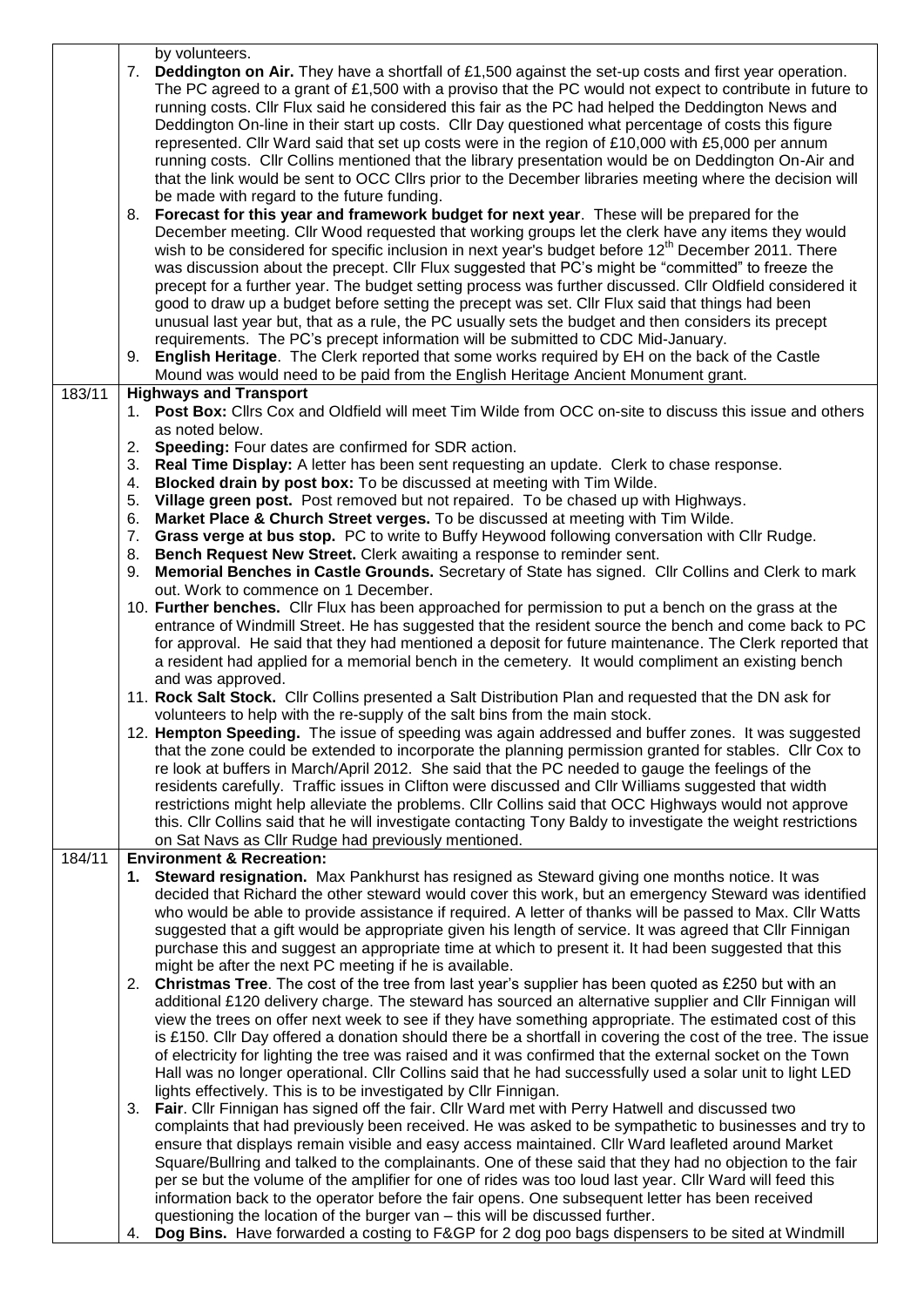|  |  |
|---|---|
|  | by volunteers.<br>7. **Deddington on Air.** They have a shortfall of £1,500 against the set-up costs and first year operation. The PC agreed to a grant of £1,500 with a proviso that the PC would not expect to contribute in future to running costs. Cllr Flux said he considered this fair as the PC had helped the Deddington News and Deddington On-line in their start up costs. Cllr Day questioned what percentage of costs this figure represented. Cllr Ward said that set up costs were in the region of £10,000 with £5,000 per annum running costs. Cllr Collins mentioned that the library presentation would be on Deddington On-Air and that the link would be sent to OCC Cllrs prior to the December libraries meeting where the decision will be made with regard to the future funding.<br>8. **Forecast for this year and framework budget for next year**. These will be prepared for the December meeting. Cllr Wood requested that working groups let the clerk have any items they would wish to be considered for specific inclusion in next year's budget before 12th December 2011. There was discussion about the precept. Cllr Flux suggested that PC's might be "committed" to freeze the precept for a further year. The budget setting process was further discussed. Cllr Oldfield considered it good to draw up a budget before setting the precept was set. Cllr Flux said that things had been unusual last year but, that as a rule, the PC usually sets the budget and then considers its precept requirements. The PC's precept information will be submitted to CDC Mid-January.<br>9. **English Heritage**. The Clerk reported that some works required by EH on the back of the Castle Mound was would need to be paid from the English Heritage Ancient Monument grant. |
| 183/11 | **Highways and Transport**<br>1. **Post Box:** Cllrs Cox and Oldfield will meet Tim Wilde from OCC on-site to discuss this issue and others as noted below.<br>2. **Speeding:** Four dates are confirmed for SDR action.<br>3. **Real Time Display:** A letter has been sent requesting an update. Clerk to chase response.<br>4. **Blocked drain by post box:** To be discussed at meeting with Tim Wilde.<br>5. **Village green post.** Post removed but not repaired. To be chased up with Highways.<br>6. **Market Place & Church Street verges.** To be discussed at meeting with Tim Wilde.<br>7. **Grass verge at bus stop.** PC to write to Buffy Heywood following conversation with Cllr Rudge.<br>8. **Bench Request New Street.** Clerk awaiting a response to reminder sent.<br>9. **Memorial Benches in Castle Grounds.** Secretary of State has signed. Cllr Collins and Clerk to mark out. Work to commence on 1 December.<br>10. **Further benches.** Cllr Flux has been approached for permission to put a bench on the grass at the entrance of Windmill Street. He has suggested that the resident source the bench and come back to PC for approval. He said that they had mentioned a deposit for future maintenance. The Clerk reported that a resident had applied for a memorial bench in the cemetery. It would compliment an existing bench and was approved.<br>11. **Rock Salt Stock.** Cllr Collins presented a Salt Distribution Plan and requested that the DN ask for volunteers to help with the re-supply of the salt bins from the main stock.<br>12. **Hempton Speeding.** The issue of speeding was again addressed and buffer zones. It was suggested that the zone could be extended to incorporate the planning permission granted for stables. Cllr Cox to re look at buffers in March/April 2012. She said that the PC needed to gauge the feelings of the residents carefully. Traffic issues in Clifton were discussed and Cllr Williams suggested that width restrictions might help alleviate the problems. Cllr Collins said that OCC Highways would not approve this. Cllr Collins said that he will investigate contacting Tony Baldy to investigate the weight restrictions on Sat Navs as Cllr Rudge had previously mentioned. |
| 184/11 | **Environment & Recreation:**<br>1. **Steward resignation.** Max Pankhurst has resigned as Steward giving one months notice. It was decided that Richard the other steward would cover this work, but an emergency Steward was identified who would be able to provide assistance if required. A letter of thanks will be passed to Max. Cllr Watts suggested that a gift would be appropriate given his length of service. It was agreed that Cllr Finnigan purchase this and suggest an appropriate time at which to present it. It had been suggested that this might be after the next PC meeting if he is available.<br>2. **Christmas Tree**. The cost of the tree from last year's supplier has been quoted as £250 but with an additional £120 delivery charge. The steward has sourced an alternative supplier and Cllr Finnigan will view the trees on offer next week to see if they have something appropriate. The estimated cost of this is £150. Cllr Day offered a donation should there be a shortfall in covering the cost of the tree. The issue of electricity for lighting the tree was raised and it was confirmed that the external socket on the Town Hall was no longer operational. Cllr Collins said that he had successfully used a solar unit to light LED lights effectively. This is to be investigated by Cllr Finnigan.<br>3. **Fair**. Cllr Finnigan has signed off the fair. Cllr Ward met with Perry Hatwell and discussed two complaints that had previously been received. He was asked to be sympathetic to businesses and try to ensure that displays remain visible and easy access maintained. Cllr Ward leafleted around Market Square/Bullring and talked to the complainants. One of these said that they had no objection to the fair per se but the volume of the amplifier for one of rides was too loud last year. Cllr Ward will feed this information back to the operator before the fair opens. One subsequent letter has been received questioning the location of the burger van – this will be discussed further.<br>4. **Dog Bins.** Have forwarded a costing to F&GP for 2 dog poo bags dispensers to be sited at Windmill |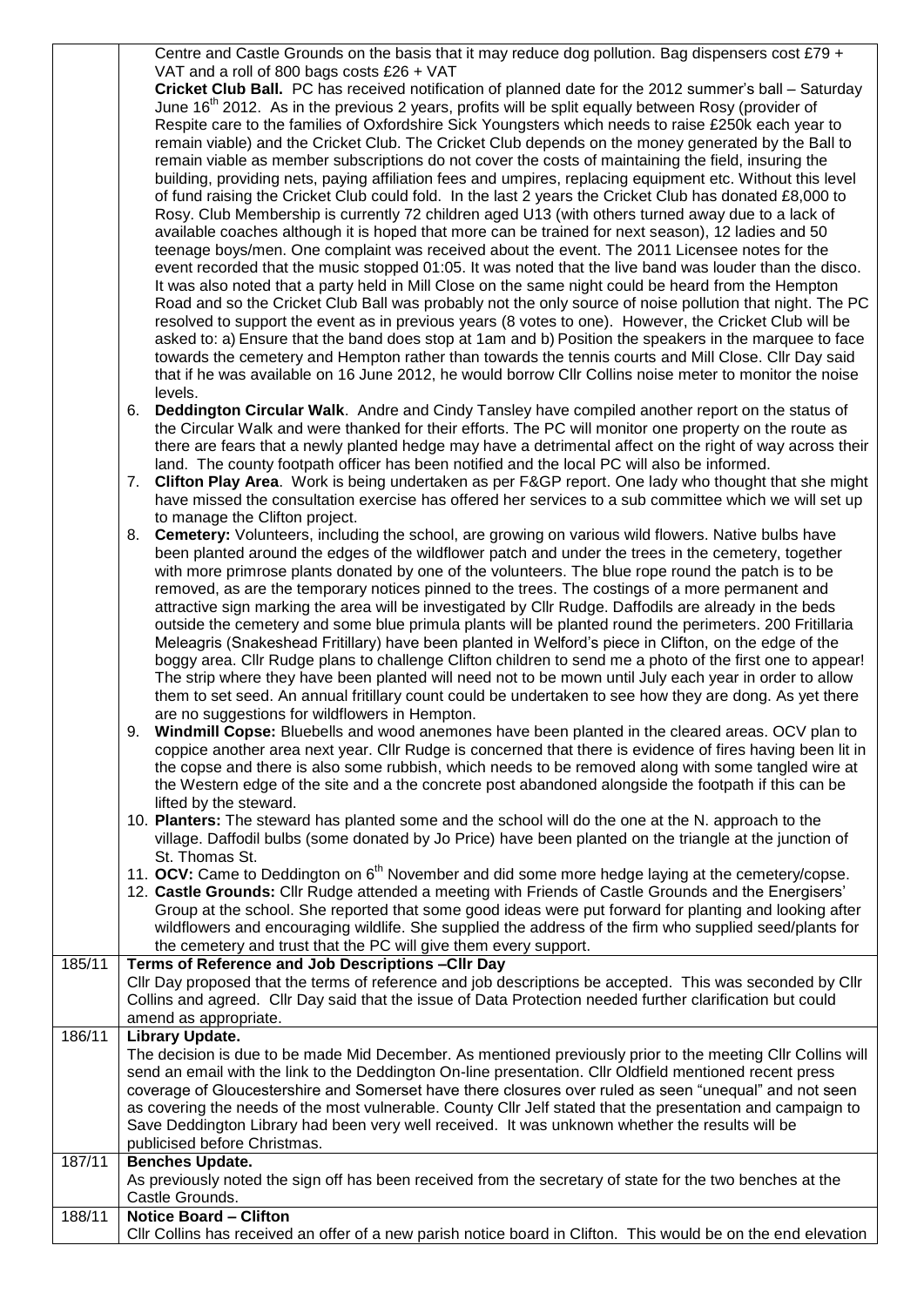| | |
|---|---|
| | Centre and Castle Grounds on the basis that it may reduce dog pollution. Bag dispensers cost £79 + VAT and a roll of 800 bags costs £26 + VAT<br>**Cricket Club Ball.** PC has received notification of planned date for the 2012 summer's ball – Saturday June 16th 2012. As in the previous 2 years, profits will be split equally between Rosy (provider of Respite care to the families of Oxfordshire Sick Youngsters which needs to raise £250k each year to remain viable) and the Cricket Club. The Cricket Club depends on the money generated by the Ball to remain viable as member subscriptions do not cover the costs of maintaining the field, insuring the building, providing nets, paying affiliation fees and umpires, replacing equipment etc. Without this level of fund raising the Cricket Club could fold. In the last 2 years the Cricket Club has donated £8,000 to Rosy. Club Membership is currently 72 children aged U13 (with others turned away due to a lack of available coaches although it is hoped that more can be trained for next season), 12 ladies and 50 teenage boys/men. One complaint was received about the event. The 2011 Licensee notes for the event recorded that the music stopped 01:05. It was noted that the live band was louder than the disco. It was also noted that a party held in Mill Close on the same night could be heard from the Hempton Road and so the Cricket Club Ball was probably not the only source of noise pollution that night. The PC resolved to support the event as in previous years (8 votes to one). However, the Cricket Club will be asked to: a) Ensure that the band does stop at 1am and b) Position the speakers in the marquee to face towards the cemetery and Hempton rather than towards the tennis courts and Mill Close. Cllr Day said that if he was available on 16 June 2012, he would borrow Cllr Collins noise meter to monitor the noise levels.<br>6. **Deddington Circular Walk**. Andre and Cindy Tansley have compiled another report on the status of the Circular Walk and were thanked for their efforts. The PC will monitor one property on the route as there are fears that a newly planted hedge may have a detrimental affect on the right of way across their land. The county footpath officer has been notified and the local PC will also be informed.<br>7. **Clifton Play Area**. Work is being undertaken as per F&GP report. One lady who thought that she might have missed the consultation exercise has offered her services to a sub committee which we will set up to manage the Clifton project.<br>8. **Cemetery:** Volunteers, including the school, are growing on various wild flowers. Native bulbs have been planted around the edges of the wildflower patch and under the trees in the cemetery, together with more primrose plants donated by one of the volunteers. The blue rope round the patch is to be removed, as are the temporary notices pinned to the trees. The costings of a more permanent and attractive sign marking the area will be investigated by Cllr Rudge. Daffodils are already in the beds outside the cemetery and some blue primula plants will be planted round the perimeters. 200 Fritillaria Meleagris (Snakeshead Fritillary) have been planted in Welford's piece in Clifton, on the edge of the boggy area. Cllr Rudge plans to challenge Clifton children to send me a photo of the first one to appear! The strip where they have been planted will need not to be mown until July each year in order to allow them to set seed. An annual fritillary count could be undertaken to see how they are dong. As yet there are no suggestions for wildflowers in Hempton.<br>9. **Windmill Copse:** Bluebells and wood anemones have been planted in the cleared areas. OCV plan to coppice another area next year. Cllr Rudge is concerned that there is evidence of fires having been lit in the copse and there is also some rubbish, which needs to be removed along with some tangled wire at the Western edge of the site and a the concrete post abandoned alongside the footpath if this can be lifted by the steward.<br>10. **Planters:** The steward has planted some and the school will do the one at the N. approach to the village. Daffodil bulbs (some donated by Jo Price) have been planted on the triangle at the junction of St. Thomas St.<br>11. **OCV:** Came to Deddington on 6th November and did some more hedge laying at the cemetery/copse.<br>12. **Castle Grounds:** Cllr Rudge attended a meeting with Friends of Castle Grounds and the Energisers' Group at the school. She reported that some good ideas were put forward for planting and looking after wildflowers and encouraging wildlife. She supplied the address of the firm who supplied seed/plants for the cemetery and trust that the PC will give them every support. |
| 185/11 | **Terms of Reference and Job Descriptions –Cllr Day**<br>Cllr Day proposed that the terms of reference and job descriptions be accepted. This was seconded by Cllr Collins and agreed. Cllr Day said that the issue of Data Protection needed further clarification but could amend as appropriate. |
| 186/11 | **Library Update.**<br>The decision is due to be made Mid December. As mentioned previously prior to the meeting Cllr Collins will send an email with the link to the Deddington On-line presentation. Cllr Oldfield mentioned recent press coverage of Gloucestershire and Somerset have there closures over ruled as seen "unequal" and not seen as covering the needs of the most vulnerable. County Cllr Jelf stated that the presentation and campaign to Save Deddington Library had been very well received. It was unknown whether the results will be publicised before Christmas. |
| 187/11 | **Benches Update.**<br>As previously noted the sign off has been received from the secretary of state for the two benches at the Castle Grounds. |
| 188/11 | **Notice Board – Clifton**<br>Cllr Collins has received an offer of a new parish notice board in Clifton. This would be on the end elevation |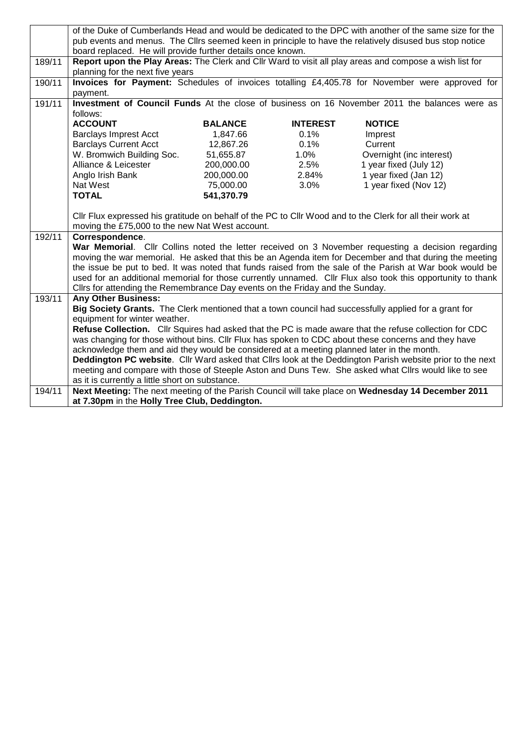| | |
|---|---|
| | of the Duke of Cumberlands Head and would be dedicated to the DPC with another of the same size for the pub events and menus. The Cllrs seemed keen in principle to have the relatively disused bus stop notice board replaced. He will provide further details once known. |
| 189/11 | **Report upon the Play Areas:** The Clerk and Cllr Ward to visit all play areas and compose a wish list for planning for the next five years |
| 190/11 | **Invoices for Payment:** Schedules of invoices totalling £4,405.78 for November were approved for payment. |
| 191/11 | **Investment of Council Funds** At the close of business on 16 November 2011 the balances were as follows:<br><br>**ACCOUNT** / **BALANCE** / **INTEREST** / **NOTICE**<br>Barclays Imprest Acct / 1,847.66 / 0.1% / Imprest<br>Barclays Current Acct / 12,867.26 / 0.1% / Current<br>W. Bromwich Building Soc. / 51,655.87 / 1.0% / Overnight (inc interest)<br>Alliance & Leicester / 200,000.00 / 2.5% / 1 year fixed (July 12)<br>Anglo Irish Bank / 200,000.00 / 2.84% / 1 year fixed (Jan 12)<br>Nat West / 75,000.00 / 3.0% / 1 year fixed (Nov 12)<br>**TOTAL** / **541,370.79**<br><br>Cllr Flux expressed his gratitude on behalf of the PC to Cllr Wood and to the Clerk for all their work at moving the £75,000 to the new Nat West account. |
| 192/11 | **Correspondence**.<br>**War Memorial**. Cllr Collins noted the letter received on 3 November requesting a decision regarding moving the war memorial. He asked that this be an Agenda item for December and that during the meeting the issue be put to bed. It was noted that funds raised from the sale of the Parish at War book would be used for an additional memorial for those currently unnamed. Cllr Flux also took this opportunity to thank Cllrs for attending the Remembrance Day events on the Friday and the Sunday. |
| 193/11 | **Any Other Business:**<br>**Big Society Grants.** The Clerk mentioned that a town council had successfully applied for a grant for equipment for winter weather.<br>**Refuse Collection.** Cllr Squires had asked that the PC is made aware that the refuse collection for CDC was changing for those without bins. Cllr Flux has spoken to CDC about these concerns and they have acknowledge them and aid they would be considered at a meeting planned later in the month.<br>**Deddington PC website**. Cllr Ward asked that Cllrs look at the Deddington Parish website prior to the next meeting and compare with those of Steeple Aston and Duns Tew. She asked what Cllrs would like to see as it is currently a little short on substance. |
| 194/11 | **Next Meeting:** The next meeting of the Parish Council will take place on **Wednesday 14 December 2011 at 7.30pm** in the **Holly Tree Club, Deddington.** |